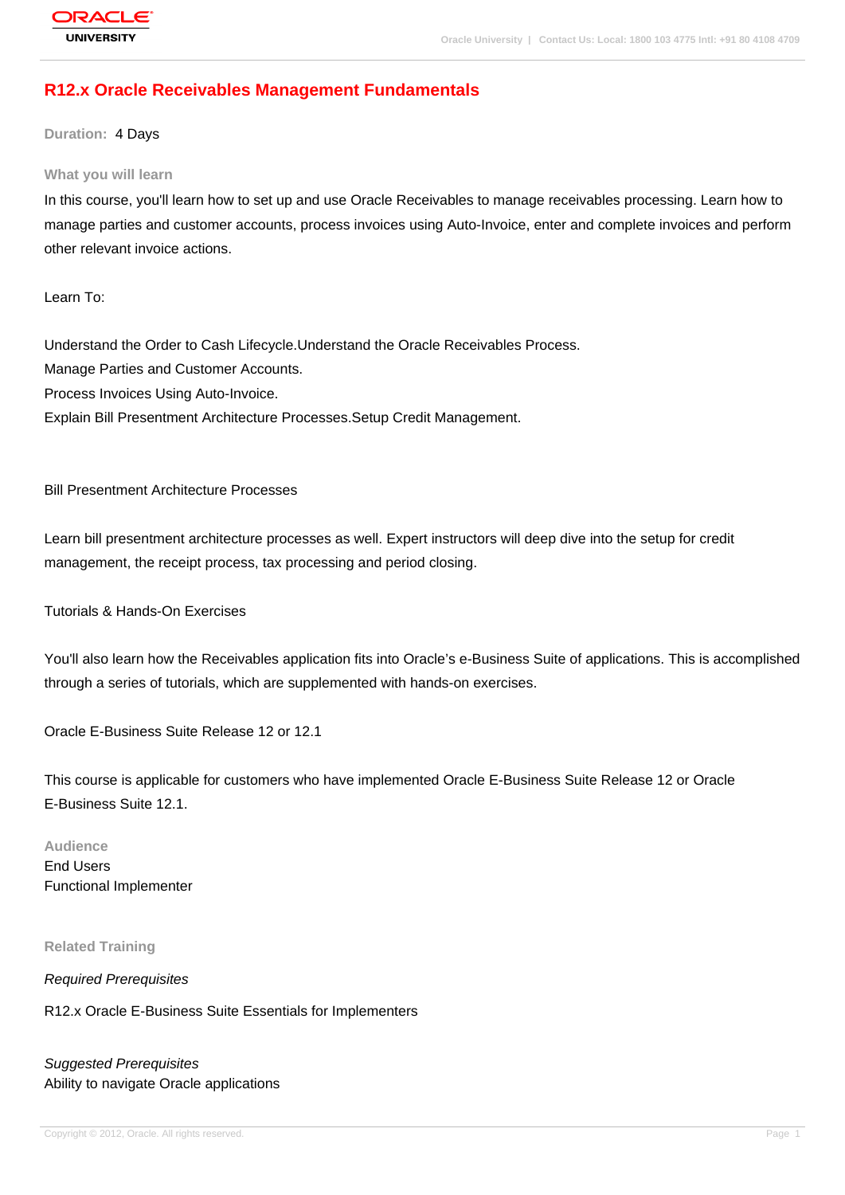# R12.x Oracle Receivables Management Fundamentals

**Duration:** 4 Days

## What you will learn

In this course, you'll learn how to set up and use Oracle Receivables to manage receivables processing. Learn how to manage parties and customer accounts, process invoices using Auto-Invoice, enter and complete invoices and perform other relevant invoice actions.

Learn To:

Understand the Order to Cash Lifecycle.Understand the Oracle Receivables Process.
Manage Parties and Customer Accounts.
Process Invoices Using Auto-Invoice.
Explain Bill Presentment Architecture Processes.Setup Credit Management.

Bill Presentment Architecture Processes

Learn bill presentment architecture processes as well. Expert instructors will deep dive into the setup for credit management, the receipt process, tax processing and period closing.

Tutorials & Hands-On Exercises

You'll also learn how the Receivables application fits into Oracle's e-Business Suite of applications. This is accomplished through a series of tutorials, which are supplemented with hands-on exercises.

Oracle E-Business Suite Release 12 or 12.1

This course is applicable for customers who have implemented Oracle E-Business Suite Release 12 or Oracle E-Business Suite 12.1.

## Audience

End Users
Functional Implementer

## Related Training

*Required Prerequisites*

R12.x Oracle E-Business Suite Essentials for Implementers

*Suggested Prerequisites*
Ability to navigate Oracle applications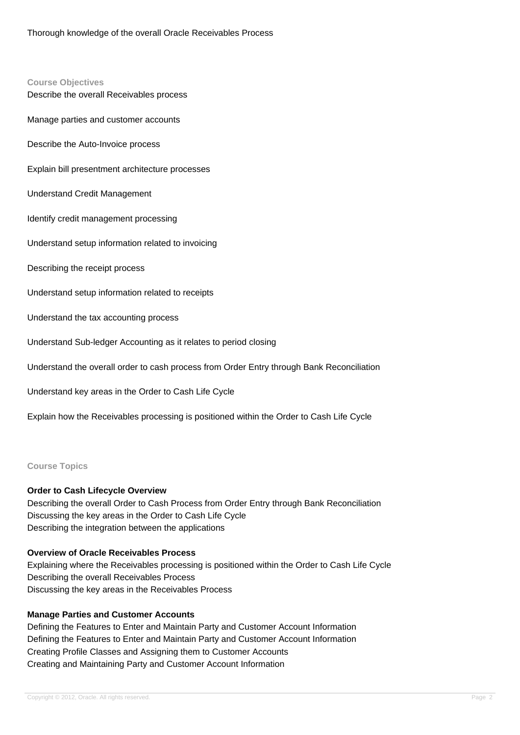Thorough knowledge of the overall Oracle Receivables Process

### Course Objectives

Describe the overall Receivables process

Manage parties and customer accounts

Describe the Auto-Invoice process

Explain bill presentment architecture processes

Understand Credit Management

Identify credit management processing

Understand setup information related to invoicing

Describing the receipt process

Understand setup information related to receipts

Understand the tax accounting process

Understand Sub-ledger Accounting as it relates to period closing

Understand the overall order to cash process from Order Entry through Bank Reconciliation

Understand key areas in the Order to Cash Life Cycle

Explain how the Receivables processing is positioned within the Order to Cash Life Cycle

### Course Topics

**Order to Cash Lifecycle Overview**

Describing the overall Order to Cash Process from Order Entry through Bank Reconciliation
Discussing the key areas in the Order to Cash Life Cycle
Describing the integration between the applications

**Overview of Oracle Receivables Process**

Explaining where the Receivables processing is positioned within the Order to Cash Life Cycle
Describing the overall Receivables Process
Discussing the key areas in the Receivables Process

**Manage Parties and Customer Accounts**

Defining the Features to Enter and Maintain Party and Customer Account Information
Defining the Features to Enter and Maintain Party and Customer Account Information
Creating Profile Classes and Assigning them to Customer Accounts
Creating and Maintaining Party and Customer Account Information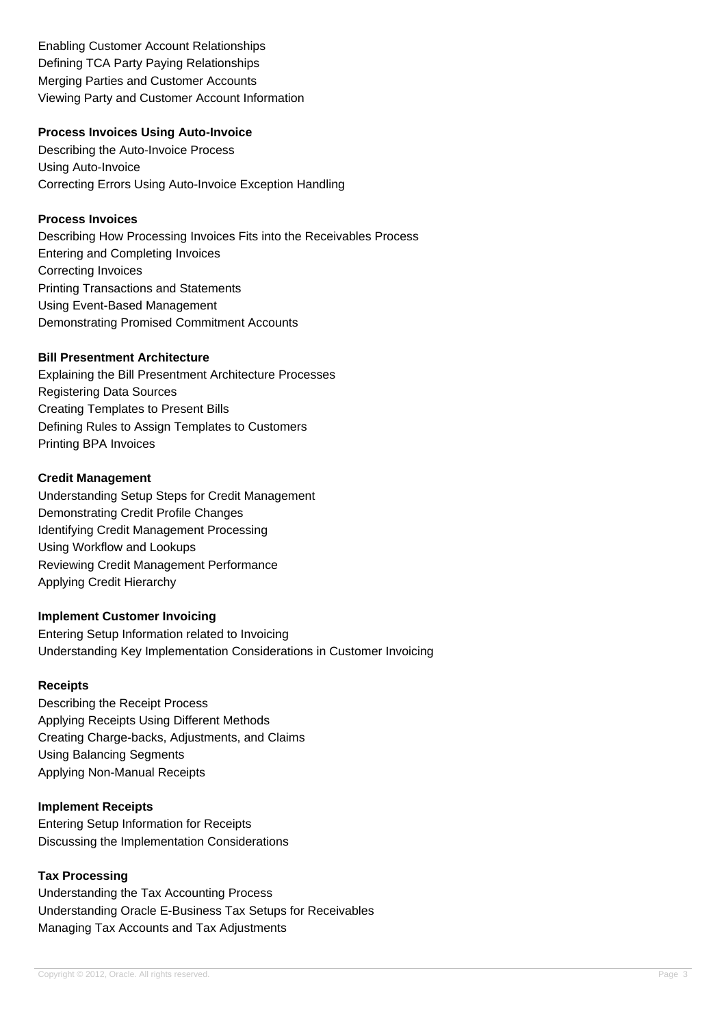Enabling Customer Account Relationships
Defining TCA Party Paying Relationships
Merging Parties and Customer Accounts
Viewing Party and Customer Account Information

**Process Invoices Using Auto-Invoice**

Describing the Auto-Invoice Process
Using Auto-Invoice
Correcting Errors Using Auto-Invoice Exception Handling

**Process Invoices**

Describing How Processing Invoices Fits into the Receivables Process
Entering and Completing Invoices
Correcting Invoices
Printing Transactions and Statements
Using Event-Based Management
Demonstrating Promised Commitment Accounts

**Bill Presentment Architecture**

Explaining the Bill Presentment Architecture Processes
Registering Data Sources
Creating Templates to Present Bills
Defining Rules to Assign Templates to Customers
Printing BPA Invoices

**Credit Management**

Understanding Setup Steps for Credit Management
Demonstrating Credit Profile Changes
Identifying Credit Management Processing
Using Workflow and Lookups
Reviewing Credit Management Performance
Applying Credit Hierarchy

**Implement Customer Invoicing**

Entering Setup Information related to Invoicing
Understanding Key Implementation Considerations in Customer Invoicing

**Receipts**

Describing the Receipt Process
Applying Receipts Using Different Methods
Creating Charge-backs, Adjustments, and Claims
Using Balancing Segments
Applying Non-Manual Receipts

**Implement Receipts**

Entering Setup Information for Receipts
Discussing the Implementation Considerations

**Tax Processing**

Understanding the Tax Accounting Process
Understanding Oracle E-Business Tax Setups for Receivables
Managing Tax Accounts and Tax Adjustments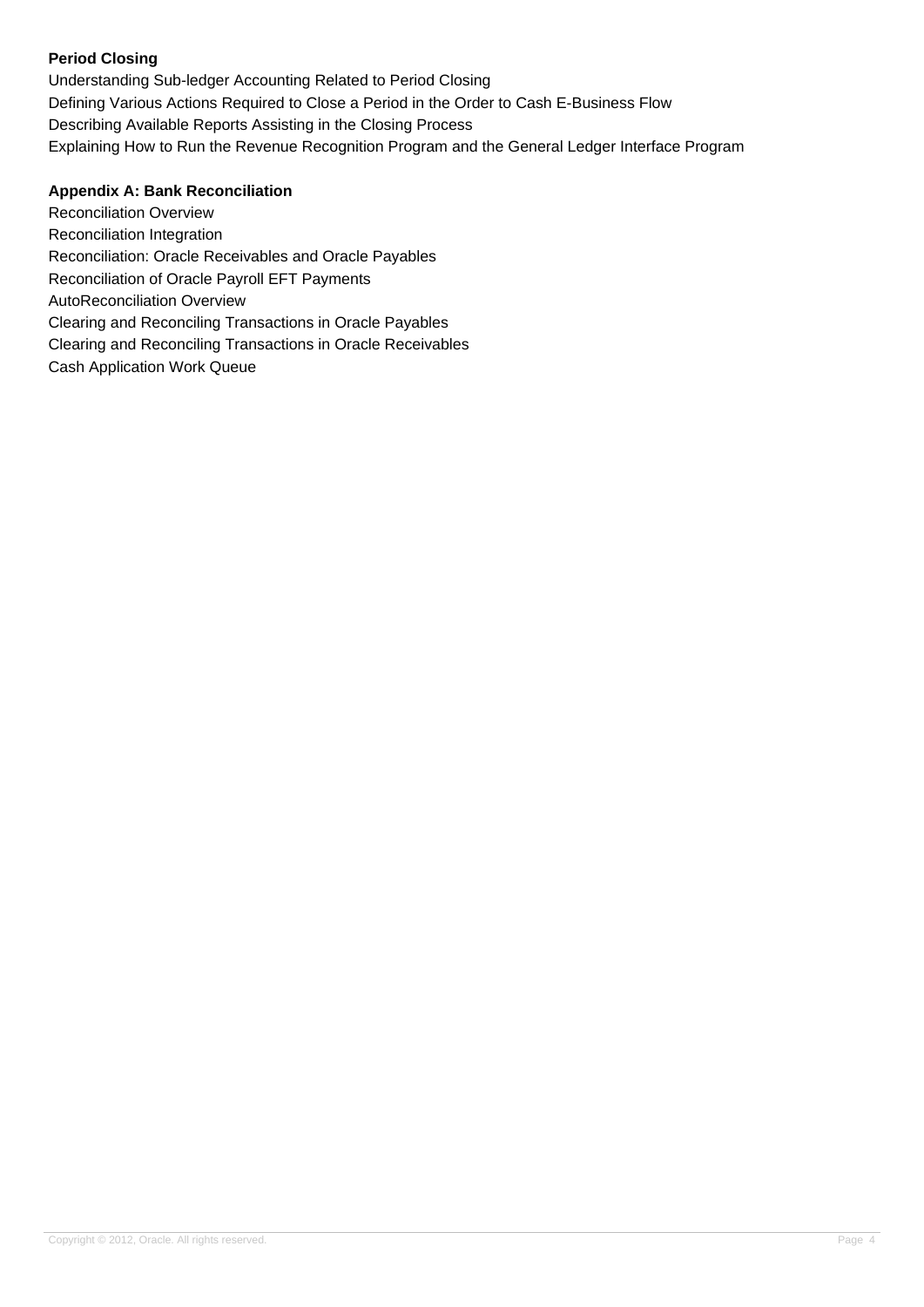**Period Closing**

Understanding Sub-ledger Accounting Related to Period Closing
Defining Various Actions Required to Close a Period in the Order to Cash E-Business Flow
Describing Available Reports Assisting in the Closing Process
Explaining How to Run the Revenue Recognition Program and the General Ledger Interface Program

**Appendix A: Bank Reconciliation**

Reconciliation Overview
Reconciliation Integration
Reconciliation: Oracle Receivables and Oracle Payables
Reconciliation of Oracle Payroll EFT Payments
AutoReconciliation Overview
Clearing and Reconciling Transactions in Oracle Payables
Clearing and Reconciling Transactions in Oracle Receivables
Cash Application Work Queue